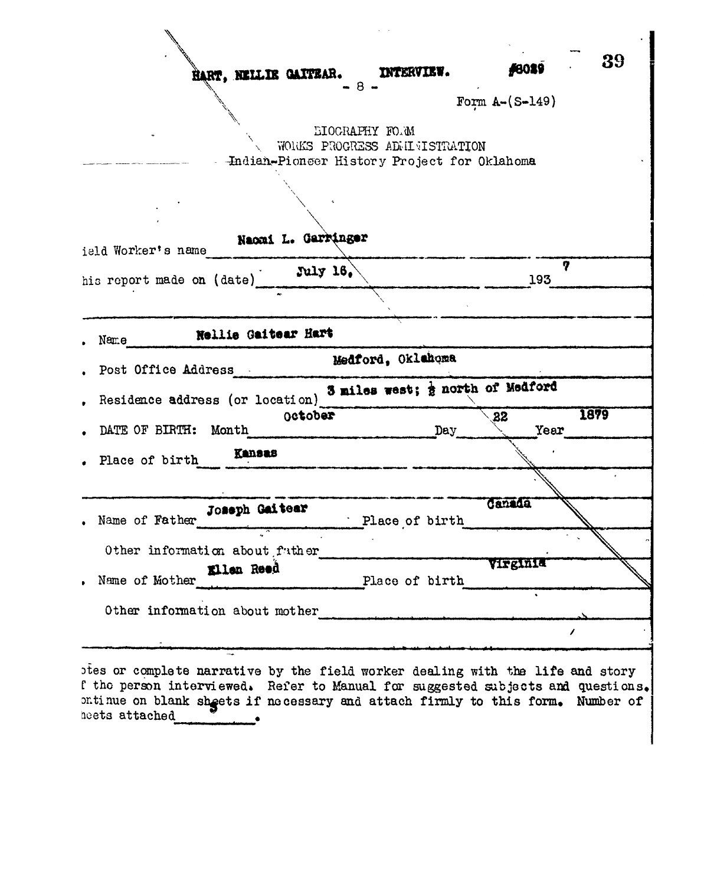HART, NELLIE GAITEAR. INTERVIEW. #8029

- 8 -

Form A-(S-149)

BIOGRAPHY FORM
WORKS PROGRESS ADMINISTRATION
Indian-Pioneer History Project for Oklahoma

Field Worker's name: Naomi L. Garringer

This report made on (date): July 16, 1937

1. Name: Nellie Gaitear Hart
2. Post Office Address: Medford, Oklahoma
3. Residence address (or location): 3 miles west; ½ north of Medford
4. DATE OF BIRTH: Month October Day 22 Year 1879
5. Place of birth: Kansas

6. Name of Father: Joseph Gaitear Place of birth: Canada

   Other information about father

7. Name of Mother: Ellen Reed Place of birth: Virginia

   Other information about mother

Notes or complete narrative by the field worker dealing with the life and story of the person interviewed. Refer to Manual for suggested subjects and questions. Continue on blank sheets if necessary and attach firmly to this form. Number of sheets attached 3.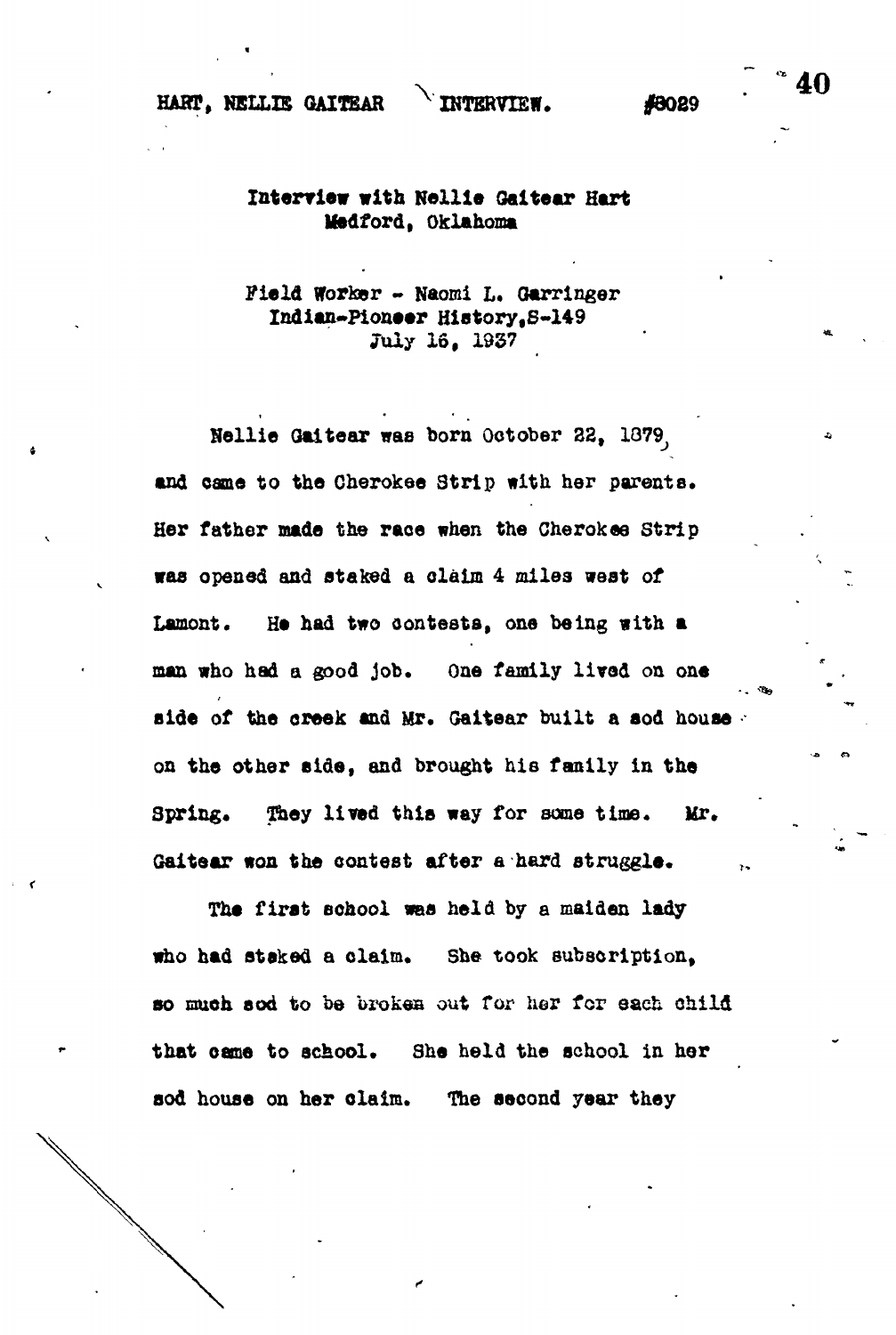Interview with Nellie Gaitear Hart
Medford, Oklahoma

Field Worker - Naomi L. Garringer
Indian-Pioneer History, S-149
July 16, 1937

Nellie Gaitear was born October 22, 1879, and came to the Cherokee Strip with her parents. Her father made the race when the Cherokee Strip was opened and staked a claim 4 miles west of Lamont. He had two contests, one being with a man who had a good job. One family lived on one side of the creek and Mr. Gaitear built a sod house on the other side, and brought his family in the Spring. They lived this way for some time. Mr. Gaitear won the contest after a hard struggle.

The first school was held by a maiden lady who had staked a claim. She took subscription, so much sod to be broken out for her for each child that came to school. She held the school in her sod house on her claim. The second year they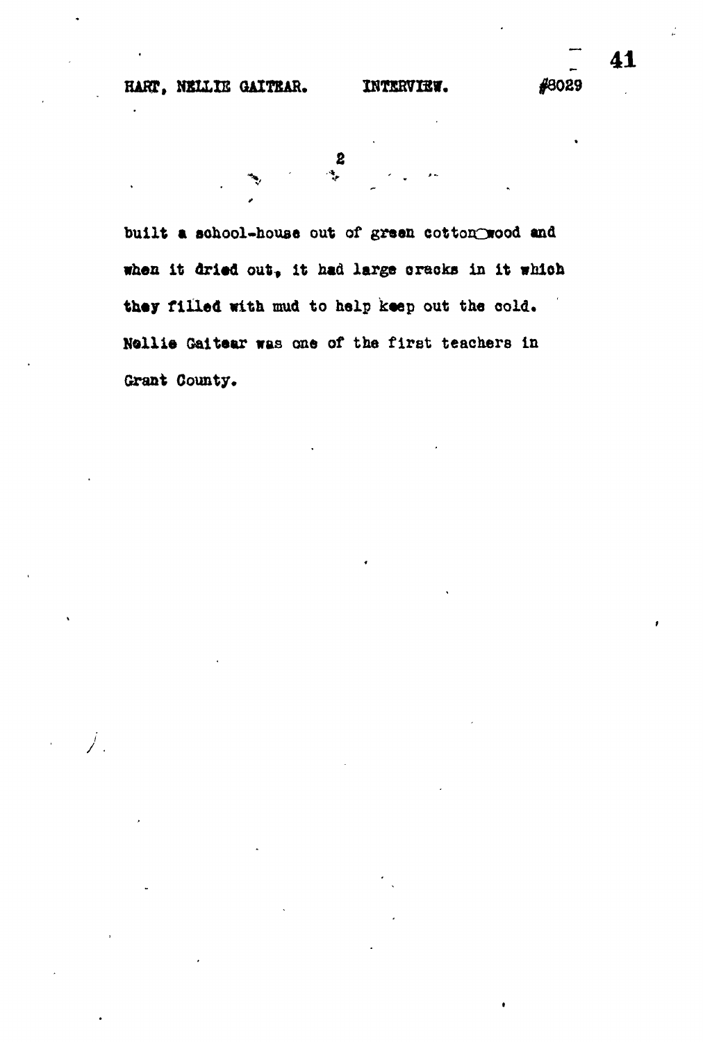built a school-house out of green cotton-wood and when it dried out, it had large cracks in it which they filled with mud to help keep out the cold. Nellie Gaitear was one of the first teachers in Grant County.